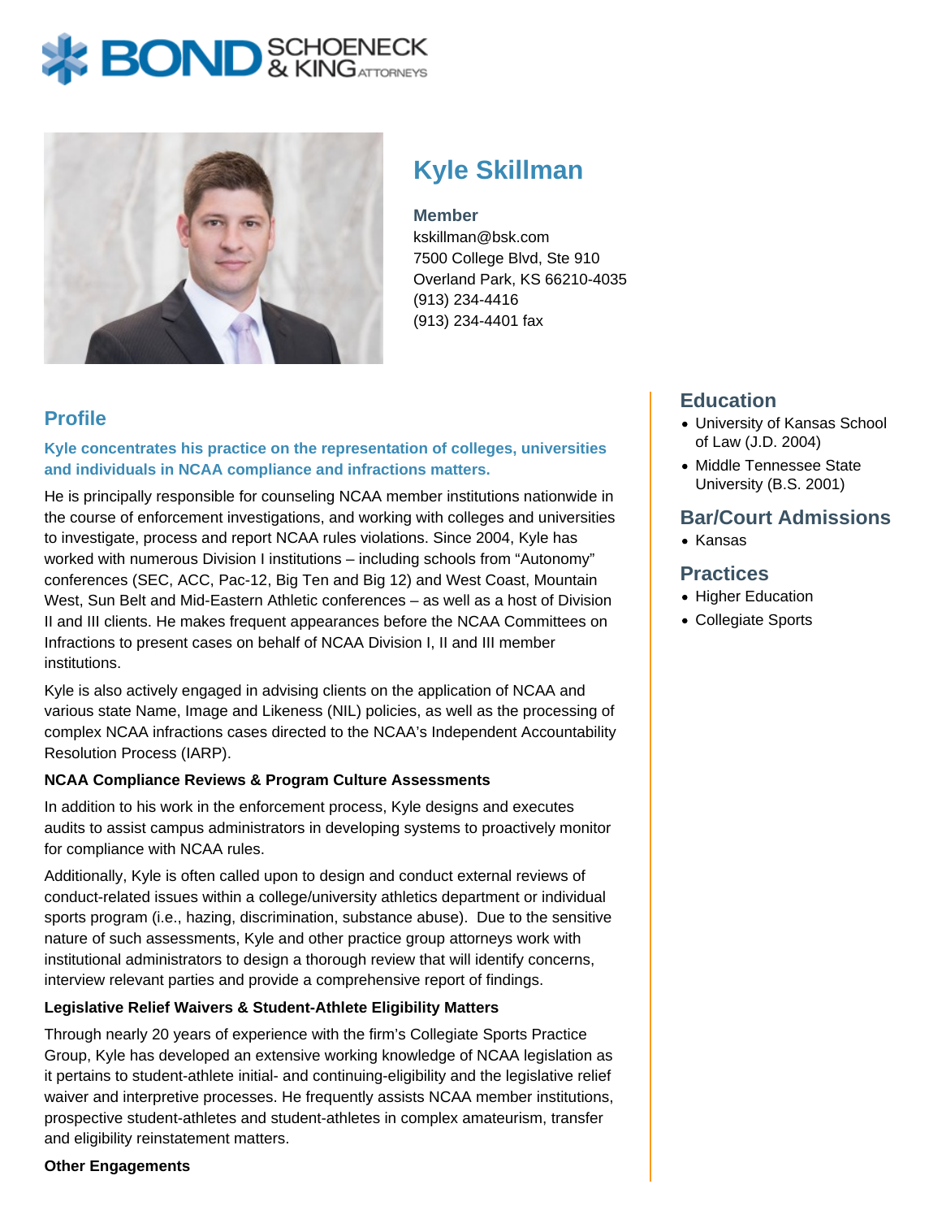# Kyle Skillman

**Member**
kskillman@bsk.com
7500 College Blvd, Ste 910
Overland Park, KS 66210-4035
(913) 234-4416
(913) 234-4401 fax

## Profile

**Kyle concentrates his practice on the representation of colleges, universities and individuals in NCAA compliance and infractions matters.**

He is principally responsible for counseling NCAA member institutions nationwide in the course of enforcement investigations, and working with colleges and universities to investigate, process and report NCAA rules violations. Since 2004, Kyle has worked with numerous Division I institutions – including schools from "Autonomy" conferences (SEC, ACC, Pac-12, Big Ten and Big 12) and West Coast, Mountain West, Sun Belt and Mid-Eastern Athletic conferences – as well as a host of Division II and III clients. He makes frequent appearances before the NCAA Committees on Infractions to present cases on behalf of NCAA Division I, II and III member institutions.

Kyle is also actively engaged in advising clients on the application of NCAA and various state Name, Image and Likeness (NIL) policies, as well as the processing of complex NCAA infractions cases directed to the NCAA's Independent Accountability Resolution Process (IARP).

**NCAA Compliance Reviews & Program Culture Assessments**

In addition to his work in the enforcement process, Kyle designs and executes audits to assist campus administrators in developing systems to proactively monitor for compliance with NCAA rules.

Additionally, Kyle is often called upon to design and conduct external reviews of conduct-related issues within a college/university athletics department or individual sports program (i.e., hazing, discrimination, substance abuse). Due to the sensitive nature of such assessments, Kyle and other practice group attorneys work with institutional administrators to design a thorough review that will identify concerns, interview relevant parties and provide a comprehensive report of findings.

**Legislative Relief Waivers & Student-Athlete Eligibility Matters**

Through nearly 20 years of experience with the firm's Collegiate Sports Practice Group, Kyle has developed an extensive working knowledge of NCAA legislation as it pertains to student-athlete initial- and continuing-eligibility and the legislative relief waiver and interpretive processes. He frequently assists NCAA member institutions, prospective student-athletes and student-athletes in complex amateurism, transfer and eligibility reinstatement matters.

**Other Engagements**

## Education

- University of Kansas School of Law (J.D. 2004)
- Middle Tennessee State University (B.S. 2001)

## Bar/Court Admissions

- Kansas

## Practices

- Higher Education
- Collegiate Sports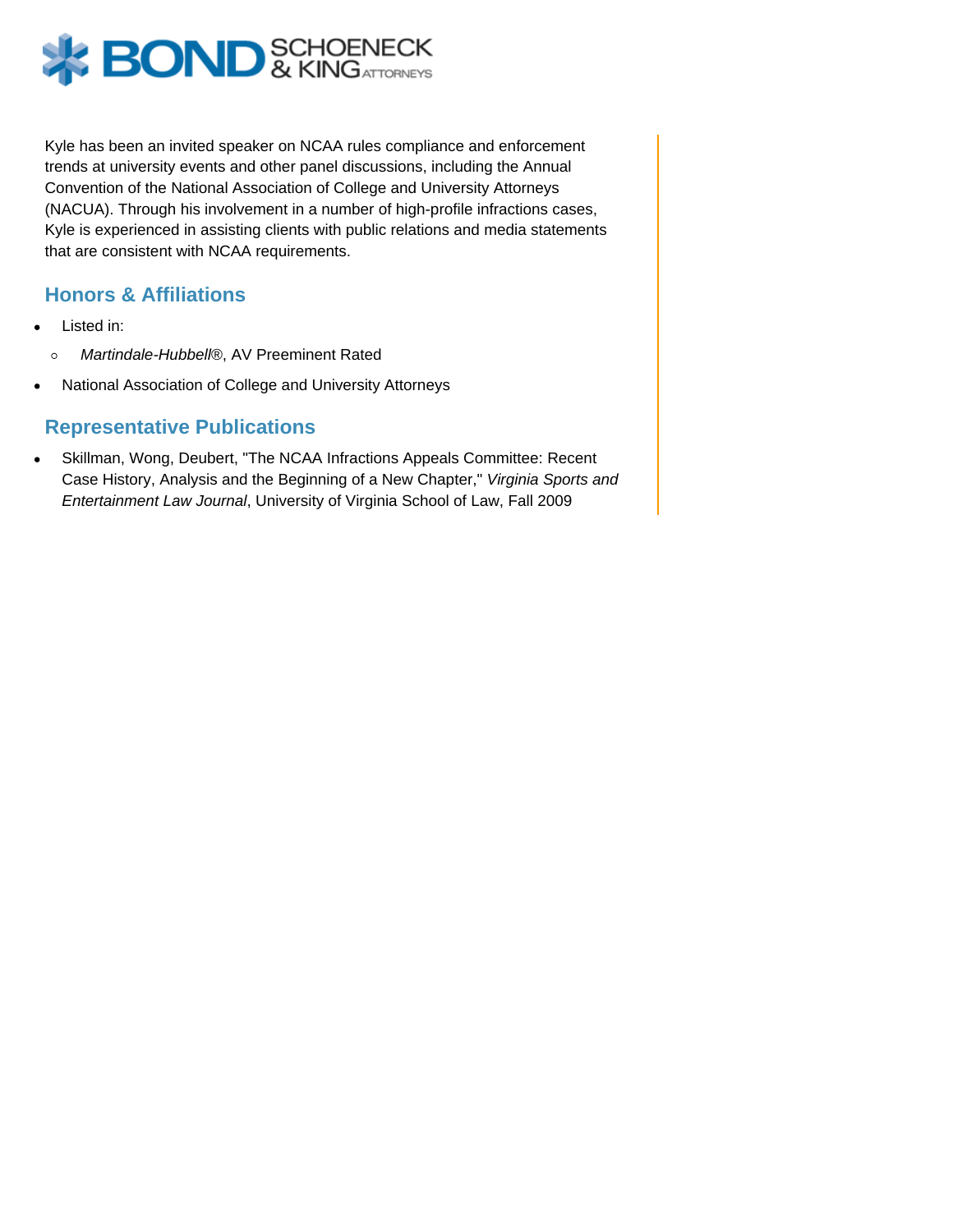Kyle has been an invited speaker on NCAA rules compliance and enforcement trends at university events and other panel discussions, including the Annual Convention of the National Association of College and University Attorneys (NACUA). Through his involvement in a number of high-profile infractions cases, Kyle is experienced in assisting clients with public relations and media statements that are consistent with NCAA requirements.

## Honors & Affiliations

- Listed in:
  - *Martindale-Hubbell®*, AV Preeminent Rated
- National Association of College and University Attorneys

## Representative Publications

- Skillman, Wong, Deubert, "The NCAA Infractions Appeals Committee: Recent Case History, Analysis and the Beginning of a New Chapter," *Virginia Sports and Entertainment Law Journal*, University of Virginia School of Law, Fall 2009